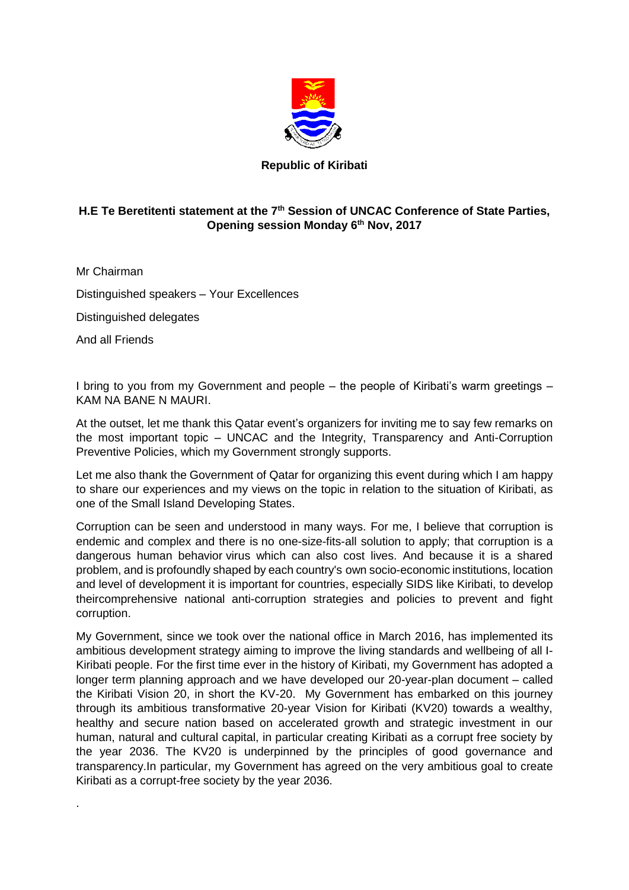**Republic of Kiribati**

**H.E Te Beretitenti statement at the 7th Session of UNCAC Conference of State Parties, Opening session Monday 6th Nov, 2017**

Mr Chairman

Distinguished speakers – Your Excellences

Distinguished delegates

And all Friends

I bring to you from my Government and people – the people of Kiribati's warm greetings – KAM NA BANE N MAURI.

At the outset, let me thank this Qatar event's organizers for inviting me to say few remarks on the most important topic – UNCAC and the Integrity, Transparency and Anti-Corruption Preventive Policies, which my Government strongly supports.

Let me also thank the Government of Qatar for organizing this event during which I am happy to share our experiences and my views on the topic in relation to the situation of Kiribati, as one of the Small Island Developing States.

Corruption can be seen and understood in many ways. For me, I believe that corruption is endemic and complex and there is no one-size-fits-all solution to apply; that corruption is a dangerous human behavior virus which can also cost lives. And because it is a shared problem, and is profoundly shaped by each country's own socio-economic institutions, location and level of development it is important for countries, especially SIDS like Kiribati, to develop theircomprehensive national anti-corruption strategies and policies to prevent and fight corruption.

My Government, since we took over the national office in March 2016, has implemented its ambitious development strategy aiming to improve the living standards and wellbeing of all I-Kiribati people. For the first time ever in the history of Kiribati, my Government has adopted a longer term planning approach and we have developed our 20-year-plan document – called the Kiribati Vision 20, in short the KV-20. My Government has embarked on this journey through its ambitious transformative 20-year Vision for Kiribati (KV20) towards a wealthy, healthy and secure nation based on accelerated growth and strategic investment in our human, natural and cultural capital, in particular creating Kiribati as a corrupt free society by the year 2036. The KV20 is underpinned by the principles of good governance and transparency.In particular, my Government has agreed on the very ambitious goal to create Kiribati as a corrupt-free society by the year 2036.

.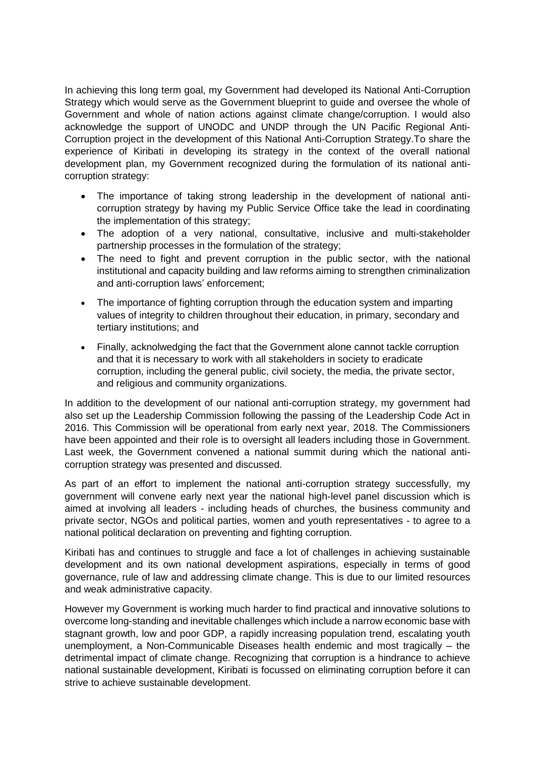In achieving this long term goal, my Government had developed its National Anti-Corruption Strategy which would serve as the Government blueprint to guide and oversee the whole of Government and whole of nation actions against climate change/corruption. I would also acknowledge the support of UNODC and UNDP through the UN Pacific Regional Anti-Corruption project in the development of this National Anti-Corruption Strategy.To share the experience of Kiribati in developing its strategy in the context of the overall national development plan, my Government recognized during the formulation of its national anti-corruption strategy:

- The importance of taking strong leadership in the development of national anti-corruption strategy by having my Public Service Office take the lead in coordinating the implementation of this strategy;
- The adoption of a very national, consultative, inclusive and multi-stakeholder partnership processes in the formulation of the strategy;
- The need to fight and prevent corruption in the public sector, with the national institutional and capacity building and law reforms aiming to strengthen criminalization and anti-corruption laws' enforcement;
- The importance of fighting corruption through the education system and imparting values of integrity to children throughout their education, in primary, secondary and tertiary institutions; and
- Finally, acknolwedging the fact that the Government alone cannot tackle corruption and that it is necessary to work with all stakeholders in society to eradicate corruption, including the general public, civil society, the media, the private sector, and religious and community organizations.

In addition to the development of our national anti-corruption strategy, my government had also set up the Leadership Commission following the passing of the Leadership Code Act in 2016. This Commission will be operational from early next year, 2018. The Commissioners have been appointed and their role is to oversight all leaders including those in Government. Last week, the Government convened a national summit during which the national anti-corruption strategy was presented and discussed.

As part of an effort to implement the national anti-corruption strategy successfully, my government will convene early next year the national high-level panel discussion which is aimed at involving all leaders - including heads of churches, the business community and private sector, NGOs and political parties, women and youth representatives - to agree to a national political declaration on preventing and fighting corruption.

Kiribati has and continues to struggle and face a lot of challenges in achieving sustainable development and its own national development aspirations, especially in terms of good governance, rule of law and addressing climate change. This is due to our limited resources and weak administrative capacity.

However my Government is working much harder to find practical and innovative solutions to overcome long-standing and inevitable challenges which include a narrow economic base with stagnant growth, low and poor GDP, a rapidly increasing population trend, escalating youth unemployment, a Non-Communicable Diseases health endemic and most tragically – the detrimental impact of climate change. Recognizing that corruption is a hindrance to achieve national sustainable development, Kiribati is focussed on eliminating corruption before it can strive to achieve sustainable development.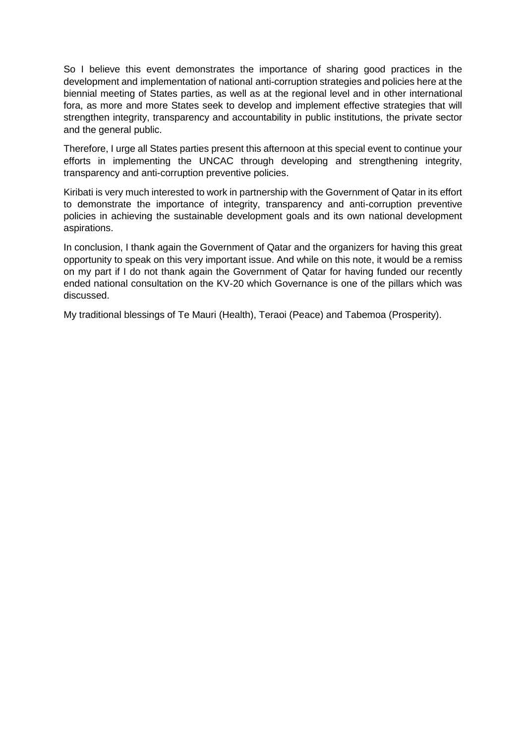So I believe this event demonstrates the importance of sharing good practices in the development and implementation of national anti-corruption strategies and policies here at the biennial meeting of States parties, as well as at the regional level and in other international fora, as more and more States seek to develop and implement effective strategies that will strengthen integrity, transparency and accountability in public institutions, the private sector and the general public.

Therefore, I urge all States parties present this afternoon at this special event to continue your efforts in implementing the UNCAC through developing and strengthening integrity, transparency and anti-corruption preventive policies.

Kiribati is very much interested to work in partnership with the Government of Qatar in its effort to demonstrate the importance of integrity, transparency and anti-corruption preventive policies in achieving the sustainable development goals and its own national development aspirations.

In conclusion, I thank again the Government of Qatar and the organizers for having this great opportunity to speak on this very important issue. And while on this note, it would be a remiss on my part if I do not thank again the Government of Qatar for having funded our recently ended national consultation on the KV-20 which Governance is one of the pillars which was discussed.

My traditional blessings of Te Mauri (Health), Teraoi (Peace) and Tabemoa (Prosperity).